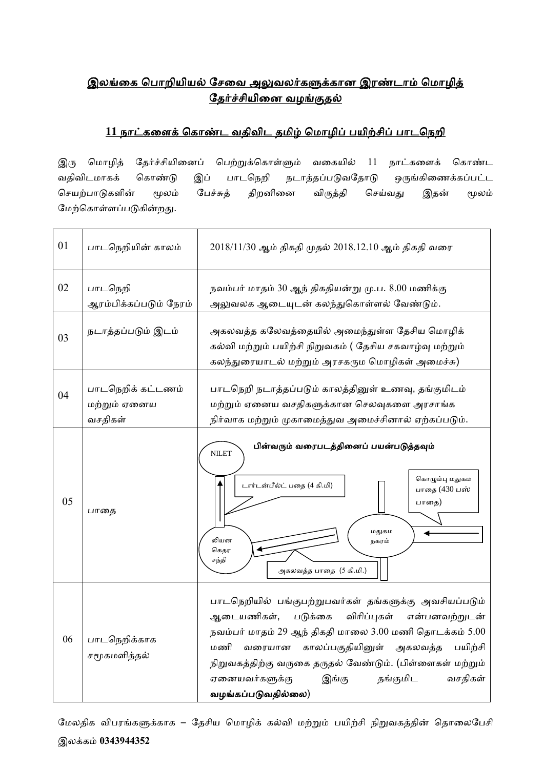## இலங்கை பொறியியல் சேவை அலுவலர்களுக்கான இரண்டாம் மொழித் தேர்ச்சியினை வழங்குதல்

### 11 நாட்களைக் கொண்ட வதிவிட தமிழ் மொழிப் பயிற்சிப் பாடநெறி

இரு மொழித் தேர்ச்சியினைப் பெற்றுக்கொள்ளும் வகையில் 11 நாட்களைக் கொண்ட வதிவிடமாகக் கொண்டு இப் பாடநெறி நடாத்தப்படுவதோடு ஒருங்கிணைக்கப்பட்ட செயற்பாடுகளின் மூலம் பேச்சுத் திறனினை விருத்தி செய்வது இதன் மூலம் மேற்கொள்ளப்படுகின்றது.

| | | |
|---|---|---|
| 01 | பாடநெறியின் காலம் | 2018/11/30 ஆம் திகதி முதல் 2018.12.10 ஆம் திகதி வரை |
| 02 | பாடநெறி ஆரம்பிக்கப்படும் நேரம் | நவம்பர் மாதம் 30 ஆந் திகதியன்று மு.ப. 8.00 மணிக்கு அலுவலக ஆடையுடன் கலந்துகொள்ளல் வேண்டும். |
| 03 | நடாத்தப்படும் இடம் | அகலவத்த கலேவத்தையில் அமைந்துள்ள தேசிய மொழிக் கல்வி மற்றும் பயிற்சி நிறுவகம் ( தேசிய சகவாழ்வு மற்றும் கலந்துரையாடல் மற்றும் அரசகரும மொழிகள் அமைச்சு) |
| 04 | பாடநெறிக் கட்டணம் மற்றும் ஏனைய வசதிகள் | பாடநெறி நடாத்தப்படும் காலத்தினுள் உணவு, தங்குமிடம் மற்றும் ஏனைய வசதிகளுக்கான செலவுகளை அரசாங்க நிர்வாக மற்றும் முகாமைத்துவ அமைச்சினால் ஏற்கப்படும். |
| 05 | பாதை | **பின்வரும் வரைபடத்தினைப் பயன்படுத்தவும்** NILET; டார்டன்பீல்ட் பதை (4 கி.மி); கொழும்பு மதுகம பாதை (430 பஸ் பாதை); லியன கெதர சந்தி; மதுகம நகரம்; அகலவத்த பாதை (5 கி.மி.) |
| 06 | பாடநெறிக்காக சமூகமளித்தல் | பாடநெறியில் பங்குபற்றுபவர்கள் தங்களுக்கு அவசியப்படும் ஆடையணிகள், படுக்கை விரிப்புகள் என்பனவற்றுடன் நவம்பர் மாதம் 29 ஆந் திகதி மாலை 3.00 மணி தொடக்கம் 5.00 மணி வரையான காலப்பகுதியினுள் அகலவத்த பயிற்சி நிறுவகத்திற்கு வருகை தருதல் வேண்டும். (பிள்ளைகள் மற்றும் ஏனையவர்களுக்கு இங்கு தங்குமிட வசதிகள் **வழங்கப்படுவதில்லை)** |

மேலதிக விபரங்களுக்காக – தேசிய மொழிக் கல்வி மற்றும் பயிற்சி நிறுவகத்தின் தொலைபேசி இலக்கம் **0343944352**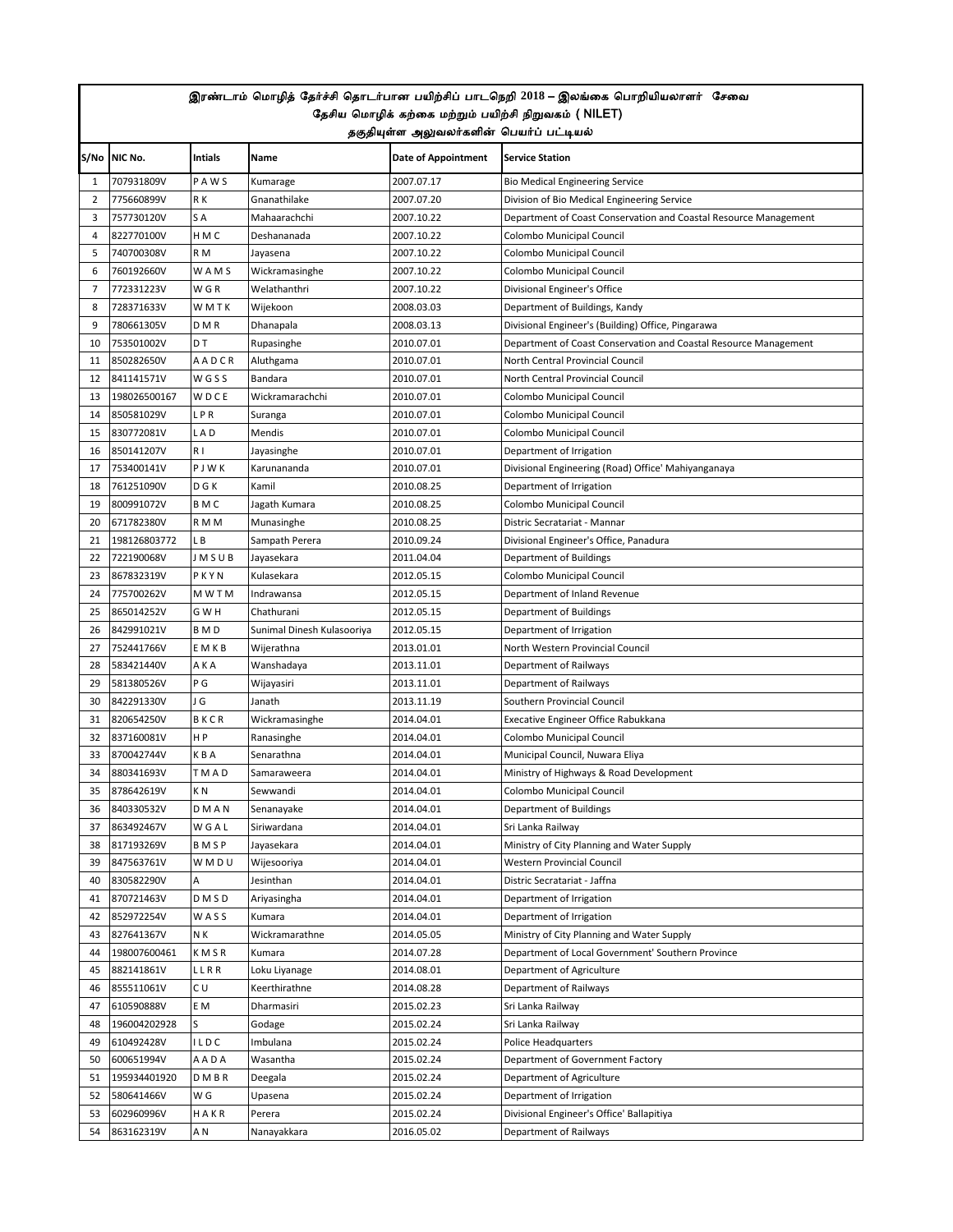# இரண்டாம் மொழித் தேர்ச்சி தொடர்பான பயிற்சிப் பாடநெறி 2018 – இலங்கை பொறியியலாளர் சேவை

## தேசிய மொழிக் கற்கை மற்றும் பயிற்சி நிறுவகம் ( NILET)

### தகுதியுள்ள அலுவலர்களின் பெயர்ப் பட்டியல்

| S/No | NIC No. | Intials | Name | Date of Appointment | Service Station |
|---|---|---|---|---|---|
| 1 | 707931809V | P A W S | Kumarage | 2007.07.17 | Bio Medical Engineering Service |
| 2 | 775660899V | R K | Gnanathilake | 2007.07.20 | Division of Bio Medical Engineering Service |
| 3 | 757730120V | S A | Mahaarachchi | 2007.10.22 | Department of Coast Conservation and Coastal Resource Management |
| 4 | 822770100V | H M C | Deshananada | 2007.10.22 | Colombo Municipal Council |
| 5 | 740700308V | R M | Jayasena | 2007.10.22 | Colombo Municipal Council |
| 6 | 760192660V | W A M S | Wickramasinghe | 2007.10.22 | Colombo Municipal Council |
| 7 | 772331223V | W G R | Welathanthri | 2007.10.22 | Divisional Engineer's Office |
| 8 | 728371633V | W M T K | Wijekoon | 2008.03.03 | Department of Buildings, Kandy |
| 9 | 780661305V | D M R | Dhanapala | 2008.03.13 | Divisional Engineer's (Building) Office, Pingarawa |
| 10 | 753501002V | D T | Rupasinghe | 2010.07.01 | Department of Coast Conservation and Coastal Resource Management |
| 11 | 850282650V | A A D C R | Aluthgama | 2010.07.01 | North Central Provincial Council |
| 12 | 841141571V | W G S S | Bandara | 2010.07.01 | North Central Provincial Council |
| 13 | 198026500167 | W D C E | Wickramarachchi | 2010.07.01 | Colombo Municipal Council |
| 14 | 850581029V | L P R | Suranga | 2010.07.01 | Colombo Municipal Council |
| 15 | 830772081V | L A D | Mendis | 2010.07.01 | Colombo Municipal Council |
| 16 | 850141207V | R I | Jayasinghe | 2010.07.01 | Department of Irrigation |
| 17 | 753400141V | P J W K | Karunananda | 2010.07.01 | Divisional Engineering (Road) Office' Mahiyanganaya |
| 18 | 761251090V | D G K | Kamil | 2010.08.25 | Department of Irrigation |
| 19 | 800991072V | B M C | Jagath Kumara | 2010.08.25 | Colombo Municipal Council |
| 20 | 671782380V | R M M | Munasinghe | 2010.08.25 | Distric Secratariat - Mannar |
| 21 | 198126803772 | L B | Sampath Perera | 2010.09.24 | Divisional Engineer's Office, Panadura |
| 22 | 722190068V | J M S U B | Jayasekara | 2011.04.04 | Department of Buildings |
| 23 | 867832319V | P K Y N | Kulasekara | 2012.05.15 | Colombo Municipal Council |
| 24 | 775700262V | M W T M | Indrawansa | 2012.05.15 | Department of Inland Revenue |
| 25 | 865014252V | G W H | Chathurani | 2012.05.15 | Department of Buildings |
| 26 | 842991021V | B M D | Sunimal Dinesh Kulasooriya | 2012.05.15 | Department of Irrigation |
| 27 | 752441766V | E M K B | Wijerathna | 2013.01.01 | North Western Provincial Council |
| 28 | 583421440V | A K A | Wanshadaya | 2013.11.01 | Department of Railways |
| 29 | 581380526V | P G | Wijayasiri | 2013.11.01 | Department of Railways |
| 30 | 842291330V | J G | Janath | 2013.11.19 | Southern Provincial Council |
| 31 | 820654250V | B K C R | Wickramasinghe | 2014.04.01 | Executive Engineer Office Rabukkana |
| 32 | 837160081V | H P | Ranasinghe | 2014.04.01 | Colombo Municipal Council |
| 33 | 870042744V | K B A | Senarathna | 2014.04.01 | Municipal Council, Nuwara Eliya |
| 34 | 880341693V | T M A D | Samaraweera | 2014.04.01 | Ministry of Highways & Road Development |
| 35 | 878642619V | K N | Sewwandi | 2014.04.01 | Colombo Municipal Council |
| 36 | 840330532V | D M A N | Senanayake | 2014.04.01 | Department of Buildings |
| 37 | 863492467V | W G A L | Siriwardana | 2014.04.01 | Sri Lanka Railway |
| 38 | 817193269V | B M S P | Jayasekara | 2014.04.01 | Ministry of City Planning and Water Supply |
| 39 | 847563761V | W M D U | Wijesooriya | 2014.04.01 | Western Provincial Council |
| 40 | 830582290V | A | Jesinthan | 2014.04.01 | Distric Secratariat - Jaffna |
| 41 | 870721463V | D M S D | Ariyasingha | 2014.04.01 | Department of Irrigation |
| 42 | 852972254V | W A S S | Kumara | 2014.04.01 | Department of Irrigation |
| 43 | 827641367V | N K | Wickramarathne | 2014.05.05 | Ministry of City Planning and Water Supply |
| 44 | 198007600461 | K M S R | Kumara | 2014.07.28 | Department of Local Government' Southern Province |
| 45 | 882141861V | L L R R | Loku Liyanage | 2014.08.01 | Department of Agriculture |
| 46 | 855511061V | C U | Keerthirathne | 2014.08.28 | Department of Railways |
| 47 | 610590888V | E M | Dharmasiri | 2015.02.23 | Sri Lanka Railway |
| 48 | 196004202928 | S | Godage | 2015.02.24 | Sri Lanka Railway |
| 49 | 610492428V | I L D C | Imbulana | 2015.02.24 | Police Headquarters |
| 50 | 600651994V | A A D A | Wasantha | 2015.02.24 | Department of Government Factory |
| 51 | 195934401920 | D M B R | Deegala | 2015.02.24 | Department of Agriculture |
| 52 | 580641466V | W G | Upasena | 2015.02.24 | Department of Irrigation |
| 53 | 602960996V | H A K R | Perera | 2015.02.24 | Divisional Engineer's Office' Ballapitiya |
| 54 | 863162319V | A N | Nanayakkara | 2016.05.02 | Department of Railways |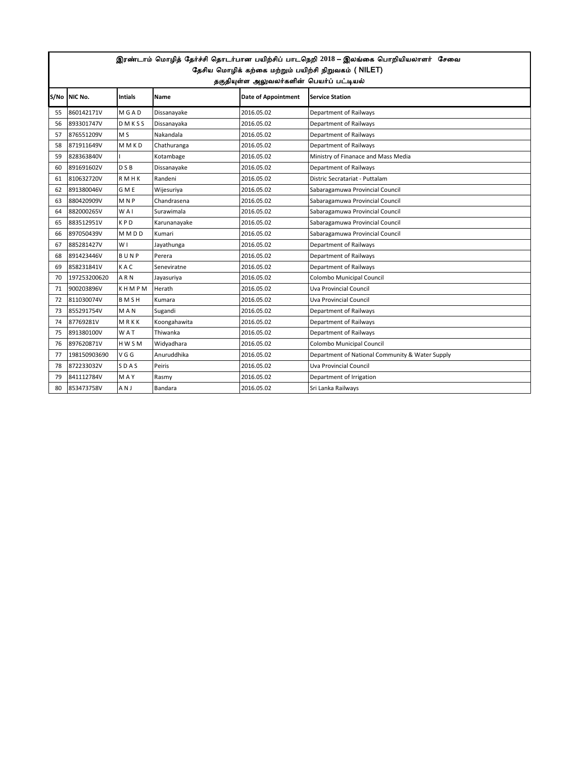| இரண்டாம் மொழித் தேர்ச்சி தொடர்பான பயிற்சிப் பாடநெறி 2018 – இலங்கை பொறியியலாளர் சேவை<br>தேசிய மொழிக் கற்கை மற்றும் பயிற்சி நிறுவகம் ( NILET)<br>தகுதியுள்ள அலுவலர்களின் பெயர்ப் பட்டியல் | | | | | |
|---|---|---|---|---|---|
| **S/No** | **NIC No.** | **Intials** | **Name** | **Date of Appointment** | **Service Station** |
| 55 | 860142171V | M G A D | Dissanayake | 2016.05.02 | Department of Railways |
| 56 | 893301747V | D M K S S | Dissanayaka | 2016.05.02 | Department of Railways |
| 57 | 876551209V | M S | Nakandala | 2016.05.02 | Department of Railways |
| 58 | 871911649V | M M K D | Chathuranga | 2016.05.02 | Department of Railways |
| 59 | 828363840V | I | Kotambage | 2016.05.02 | Ministry of Finanace and Mass Media |
| 60 | 891691602V | D S B | Dissanayake | 2016.05.02 | Department of Railways |
| 61 | 810632720V | R M H K | Randeni | 2016.05.02 | Distric Secratariat - Puttalam |
| 62 | 891380046V | G M E | Wijesuriya | 2016.05.02 | Sabaragamuwa Provincial Council |
| 63 | 880420909V | M N P | Chandrasena | 2016.05.02 | Sabaragamuwa Provincial Council |
| 64 | 882000265V | W A I | Surawimala | 2016.05.02 | Sabaragamuwa Provincial Council |
| 65 | 883512951V | K P D | Karunanayake | 2016.05.02 | Sabaragamuwa Provincial Council |
| 66 | 897050439V | M M D D | Kumari | 2016.05.02 | Sabaragamuwa Provincial Council |
| 67 | 885281427V | W I | Jayathunga | 2016.05.02 | Department of Railways |
| 68 | 891423446V | B U N P | Perera | 2016.05.02 | Department of Railways |
| 69 | 858231841V | K A C | Seneviratne | 2016.05.02 | Department of Railways |
| 70 | 197253200620 | A R N | Jayasuriya | 2016.05.02 | Colombo Municipal Council |
| 71 | 900203896V | K H M P M | Herath | 2016.05.02 | Uva Provincial Council |
| 72 | 811030074V | B M S H | Kumara | 2016.05.02 | Uva Provincial Council |
| 73 | 855291754V | M A N | Sugandi | 2016.05.02 | Department of Railways |
| 74 | 87769281V | M R K K | Koongahawita | 2016.05.02 | Department of Railways |
| 75 | 891380100V | W A T | Thiwanka | 2016.05.02 | Department of Railways |
| 76 | 897620871V | H W S M | Widyadhara | 2016.05.02 | Colombo Municipal Council |
| 77 | 198150903690 | V G G | Anuruddhika | 2016.05.02 | Department of National Community & Water Supply |
| 78 | 872233032V | S D A S | Peiris | 2016.05.02 | Uva Provincial Council |
| 79 | 841112784V | M A Y | Rasmy | 2016.05.02 | Department of Irrigation |
| 80 | 853473758V | A N J | Bandara | 2016.05.02 | Sri Lanka Railways |